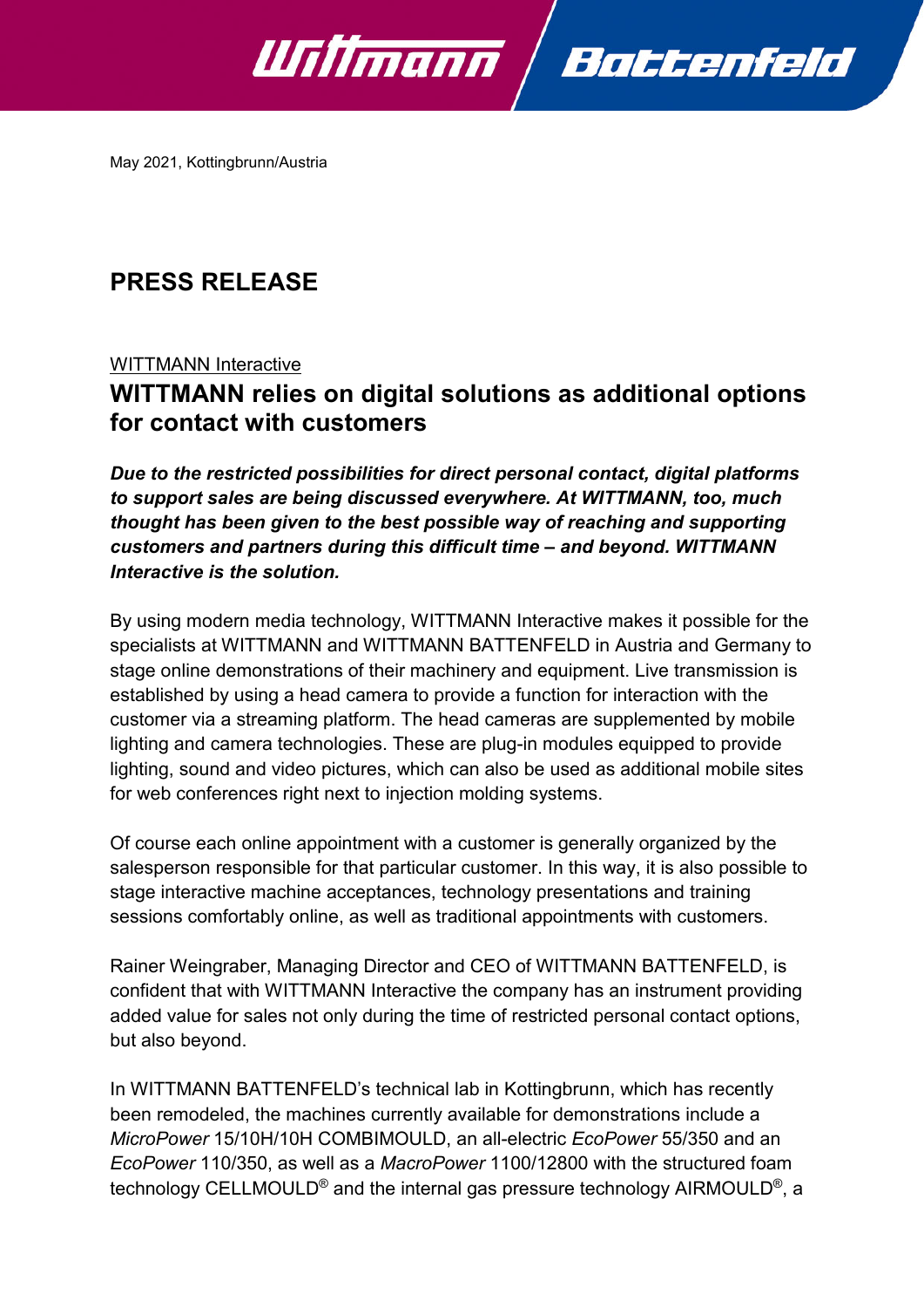May 2021, Kottingbrunn/Austria

# PRESS RELEASE

WITTMANN Interactive

## WITTMANN relies on digital solutions as additional options for contact with customers

***Due to the restricted possibilities for direct personal contact, digital platforms to support sales are being discussed everywhere. At WITTMANN, too, much thought has been given to the best possible way of reaching and supporting customers and partners during this difficult time – and beyond. WITTMANN Interactive is the solution.***

By using modern media technology, WITTMANN Interactive makes it possible for the specialists at WITTMANN and WITTMANN BATTENFELD in Austria and Germany to stage online demonstrations of their machinery and equipment. Live transmission is established by using a head camera to provide a function for interaction with the customer via a streaming platform. The head cameras are supplemented by mobile lighting and camera technologies. These are plug-in modules equipped to provide lighting, sound and video pictures, which can also be used as additional mobile sites for web conferences right next to injection molding systems.

Of course each online appointment with a customer is generally organized by the salesperson responsible for that particular customer. In this way, it is also possible to stage interactive machine acceptances, technology presentations and training sessions comfortably online, as well as traditional appointments with customers.

Rainer Weingraber, Managing Director and CEO of WITTMANN BATTENFELD, is confident that with WITTMANN Interactive the company has an instrument providing added value for sales not only during the time of restricted personal contact options, but also beyond.

In WITTMANN BATTENFELD's technical lab in Kottingbrunn, which has recently been remodeled, the machines currently available for demonstrations include a *MicroPower* 15/10H/10H COMBIMOULD, an all-electric *EcoPower* 55/350 and an *EcoPower* 110/350, as well as a *MacroPower* 1100/12800 with the structured foam technology CELLMOULD® and the internal gas pressure technology AIRMOULD®, a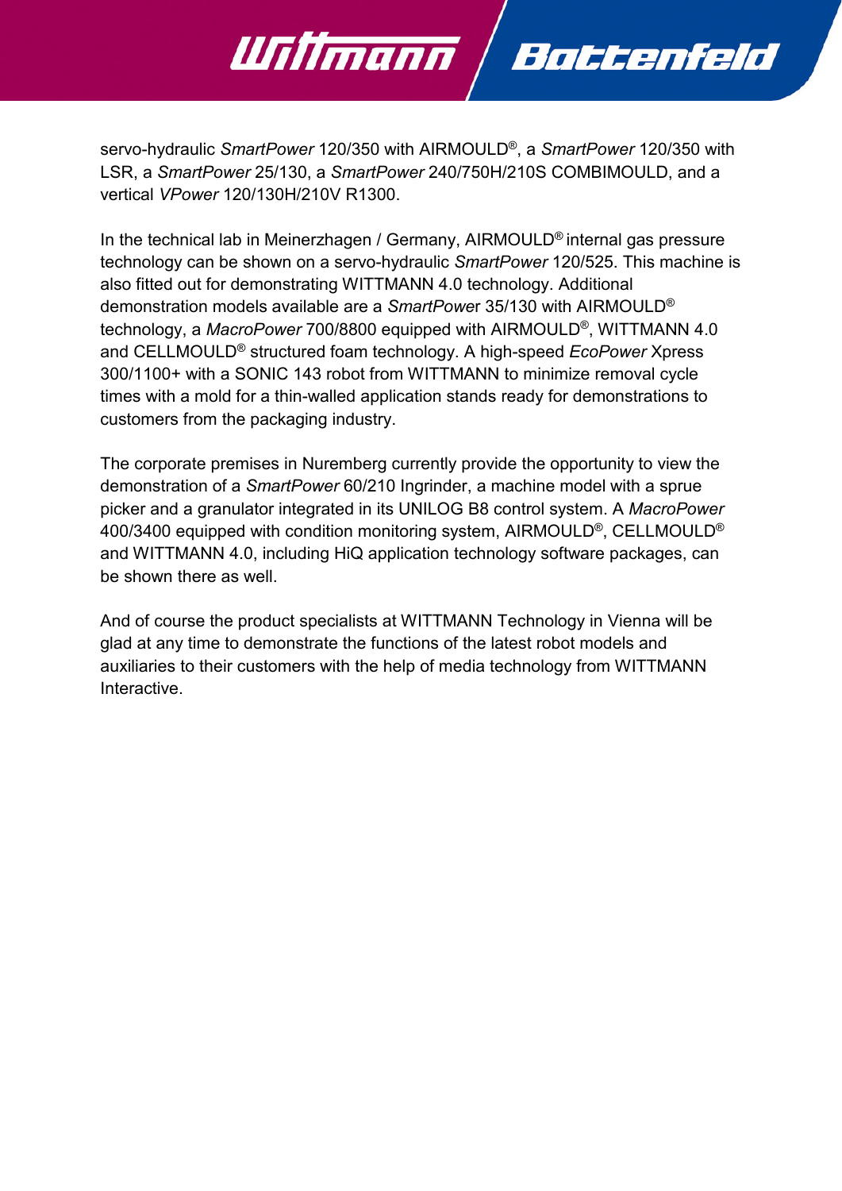servo-hydraulic *SmartPower* 120/350 with AIRMOULD®, a *SmartPower* 120/350 with LSR, a *SmartPower* 25/130, a *SmartPower* 240/750H/210S COMBIMOULD, and a vertical *VPower* 120/130H/210V R1300.

In the technical lab in Meinerzhagen / Germany, AIRMOULD® internal gas pressure technology can be shown on a servo-hydraulic *SmartPower* 120/525. This machine is also fitted out for demonstrating WITTMANN 4.0 technology. Additional demonstration models available are a *SmartPowe*r 35/130 with AIRMOULD® technology, a *MacroPower* 700/8800 equipped with AIRMOULD®, WITTMANN 4.0 and CELLMOULD® structured foam technology. A high-speed *EcoPower* Xpress 300/1100+ with a SONIC 143 robot from WITTMANN to minimize removal cycle times with a mold for a thin-walled application stands ready for demonstrations to customers from the packaging industry.

The corporate premises in Nuremberg currently provide the opportunity to view the demonstration of a *SmartPower* 60/210 Ingrinder, a machine model with a sprue picker and a granulator integrated in its UNILOG B8 control system. A *MacroPower* 400/3400 equipped with condition monitoring system, AIRMOULD®, CELLMOULD® and WITTMANN 4.0, including HiQ application technology software packages, can be shown there as well.

And of course the product specialists at WITTMANN Technology in Vienna will be glad at any time to demonstrate the functions of the latest robot models and auxiliaries to their customers with the help of media technology from WITTMANN Interactive.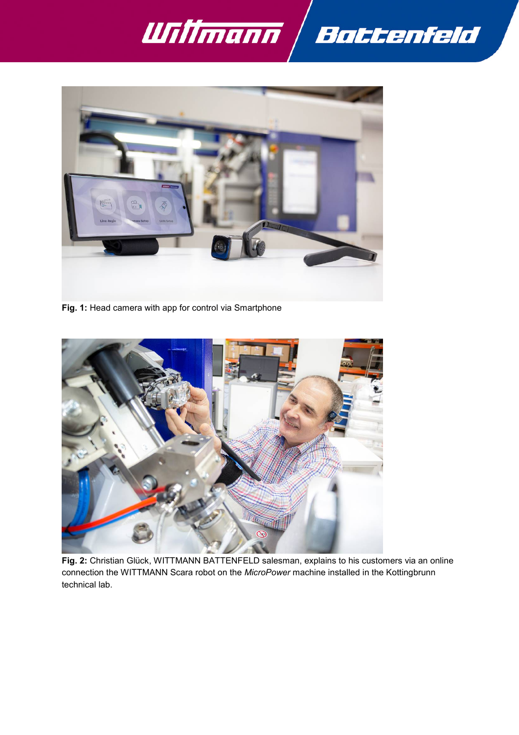**Fig. 1:** Head camera with app for control via Smartphone

**Fig. 2:** Christian Glück, WITTMANN BATTENFELD salesman, explains to his customers via an online connection the WITTMANN Scara robot on the *MicroPower* machine installed in the Kottingbrunn technical lab.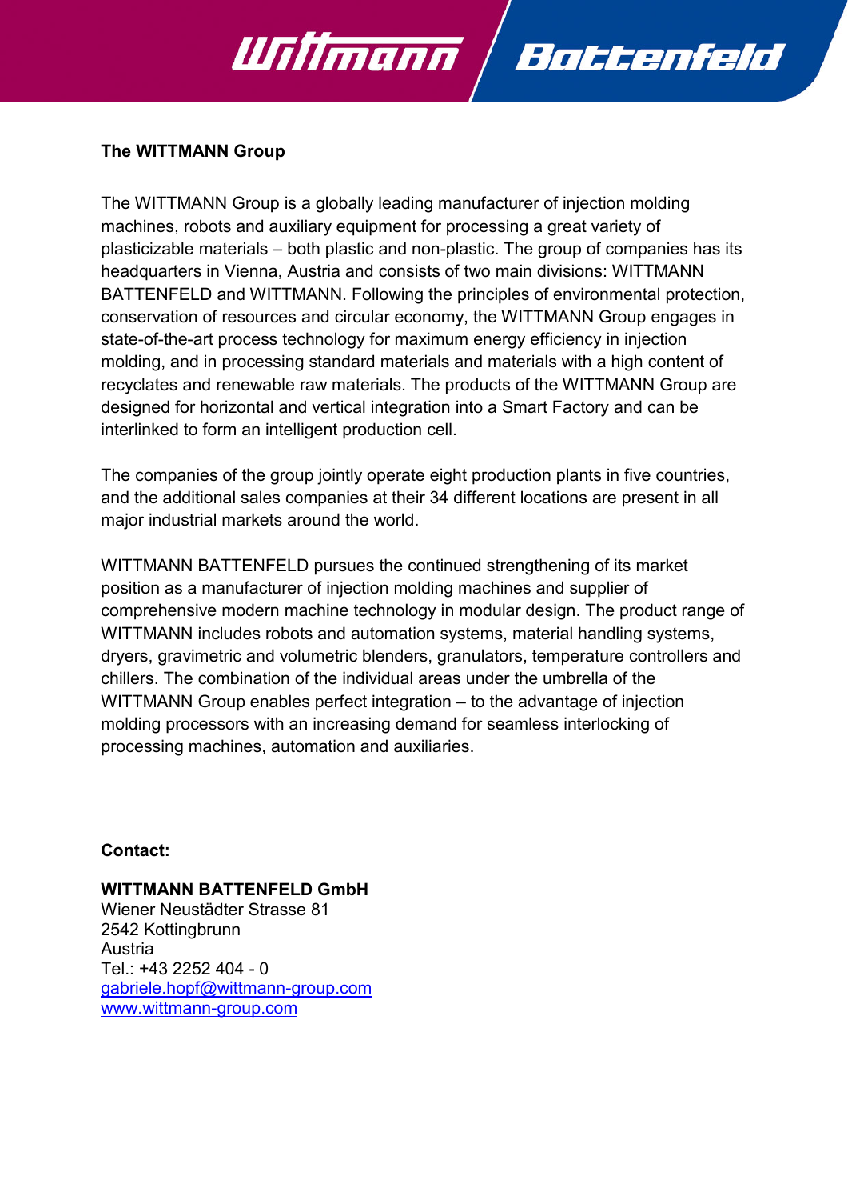## The WITTMANN Group

The WITTMANN Group is a globally leading manufacturer of injection molding machines, robots and auxiliary equipment for processing a great variety of plasticizable materials – both plastic and non-plastic. The group of companies has its headquarters in Vienna, Austria and consists of two main divisions: WITTMANN BATTENFELD and WITTMANN. Following the principles of environmental protection, conservation of resources and circular economy, the WITTMANN Group engages in state-of-the-art process technology for maximum energy efficiency in injection molding, and in processing standard materials and materials with a high content of recyclates and renewable raw materials. The products of the WITTMANN Group are designed for horizontal and vertical integration into a Smart Factory and can be interlinked to form an intelligent production cell.

The companies of the group jointly operate eight production plants in five countries, and the additional sales companies at their 34 different locations are present in all major industrial markets around the world.

WITTMANN BATTENFELD pursues the continued strengthening of its market position as a manufacturer of injection molding machines and supplier of comprehensive modern machine technology in modular design. The product range of WITTMANN includes robots and automation systems, material handling systems, dryers, gravimetric and volumetric blenders, granulators, temperature controllers and chillers. The combination of the individual areas under the umbrella of the WITTMANN Group enables perfect integration – to the advantage of injection molding processors with an increasing demand for seamless interlocking of processing machines, automation and auxiliaries.

**Contact:**

**WITTMANN BATTENFELD GmbH**
Wiener Neustädter Strasse 81
2542 Kottingbrunn
Austria
Tel.: +43 2252 404 - 0
gabriele.hopf@wittmann-group.com
www.wittmann-group.com